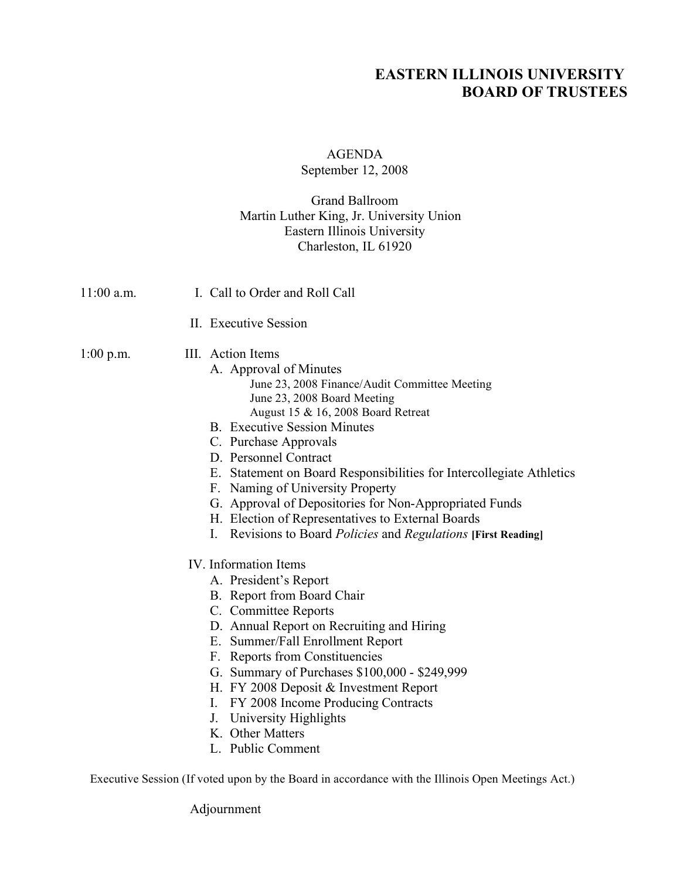# EASTERN ILLINOIS UNIVERSITY
# BOARD OF TRUSTEES

AGENDA
September 12, 2008

Grand Ballroom
Martin Luther King, Jr. University Union
Eastern Illinois University
Charleston, IL 61920

11:00 a.m.

I. Call to Order and Roll Call

II. Executive Session

1:00 p.m.

III. Action Items

- A. Approval of Minutes
  - June 23, 2008 Finance/Audit Committee Meeting
  - June 23, 2008 Board Meeting
  - August 15 & 16, 2008 Board Retreat
- B. Executive Session Minutes
- C. Purchase Approvals
- D. Personnel Contract
- E. Statement on Board Responsibilities for Intercollegiate Athletics
- F. Naming of University Property
- G. Approval of Depositories for Non-Appropriated Funds
- H. Election of Representatives to External Boards
- I. Revisions to Board *Policies* and *Regulations* **[First Reading]**

IV. Information Items

- A. President's Report
- B. Report from Board Chair
- C. Committee Reports
- D. Annual Report on Recruiting and Hiring
- E. Summer/Fall Enrollment Report
- F. Reports from Constituencies
- G. Summary of Purchases $100,000 - $249,999
- H. FY 2008 Deposit & Investment Report
- I. FY 2008 Income Producing Contracts
- J. University Highlights
- K. Other Matters
- L. Public Comment

Executive Session (If voted upon by the Board in accordance with the Illinois Open Meetings Act.)

Adjournment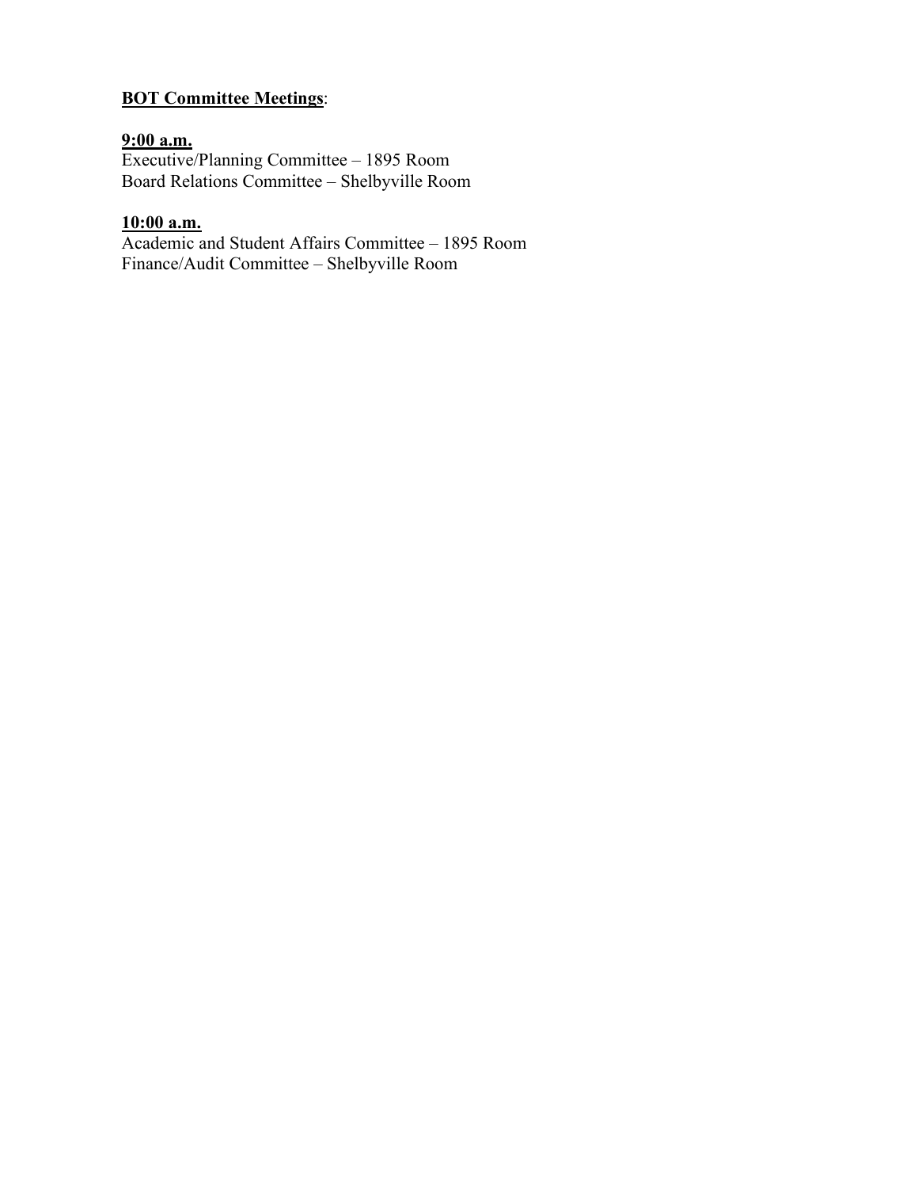**BOT Committee Meetings**:

**9:00 a.m.**
Executive/Planning Committee – 1895 Room
Board Relations Committee – Shelbyville Room

**10:00 a.m.**
Academic and Student Affairs Committee – 1895 Room
Finance/Audit Committee – Shelbyville Room